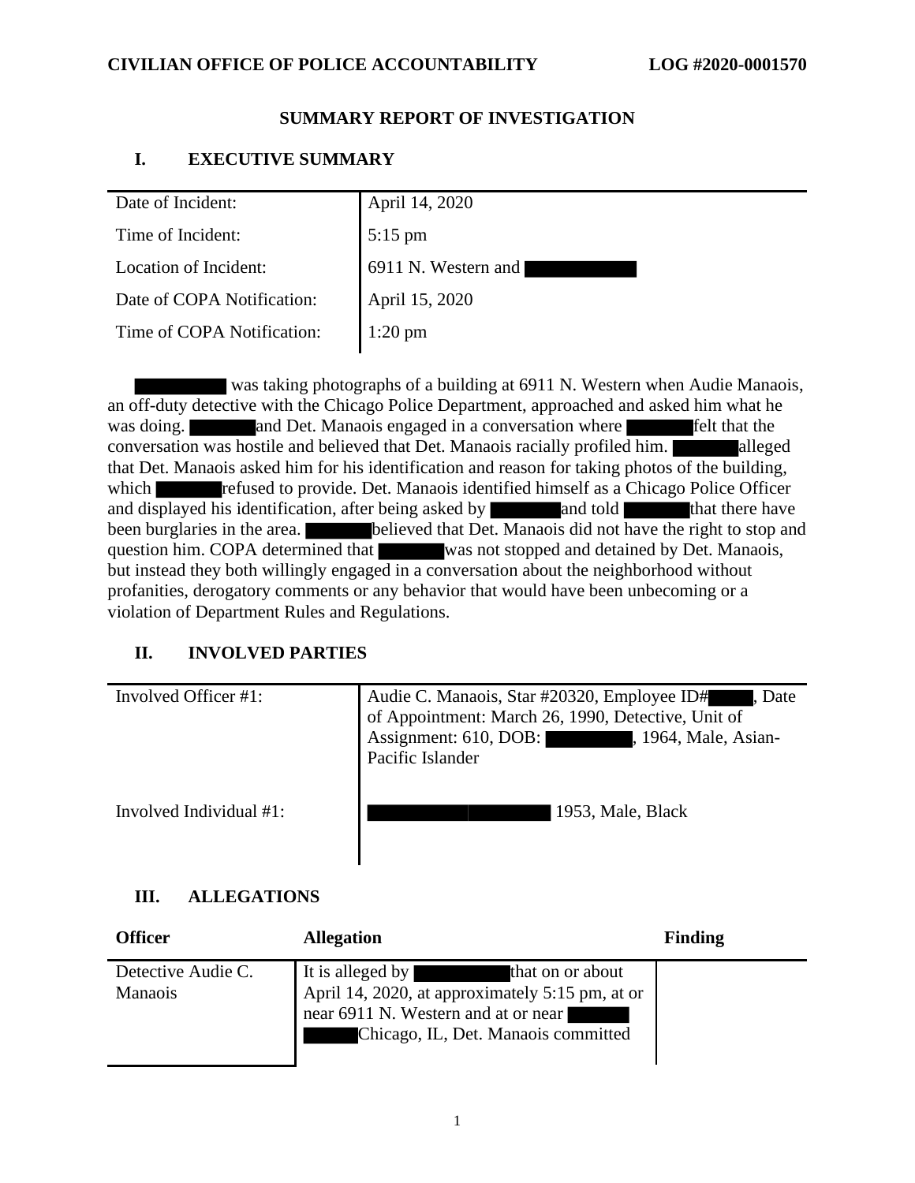**CIVILIAN OFFICE OF POLICE ACCOUNTABILITY** **LOG #2020-0001570**

# SUMMARY REPORT OF INVESTIGATION

## I. EXECUTIVE SUMMARY

| | |
|---|---|
| Date of Incident: | April 14, 2020 |
| Time of Incident: | 5:15 pm |
| Location of Incident: | 6911 N. Western and ██████ |
| Date of COPA Notification: | April 15, 2020 |
| Time of COPA Notification: | 1:20 pm |

██████ was taking photographs of a building at 6911 N. Western when Audie Manaois, an off-duty detective with the Chicago Police Department, approached and asked him what he was doing. ██████ and Det. Manaois engaged in a conversation where ██████ felt that the conversation was hostile and believed that Det. Manaois racially profiled him. ██████ alleged that Det. Manaois asked him for his identification and reason for taking photos of the building, which ██████ refused to provide. Det. Manaois identified himself as a Chicago Police Officer and displayed his identification, after being asked by ██████ and told ██████ that there have been burglaries in the area. ██████ believed that Det. Manaois did not have the right to stop and question him. COPA determined that ██████ was not stopped and detained by Det. Manaois, but instead they both willingly engaged in a conversation about the neighborhood without profanities, derogatory comments or any behavior that would have been unbecoming or a violation of Department Rules and Regulations.

## II. INVOLVED PARTIES

| | |
|---|---|
| Involved Officer #1: | Audie C. Manaois, Star #20320, Employee ID# ████, Date of Appointment: March 26, 1990, Detective, Unit of Assignment: 610, DOB: ██████, 1964, Male, Asian-Pacific Islander |
| Involved Individual #1: | ██████ 1953, Male, Black |

## III. ALLEGATIONS

| Officer | Allegation | Finding |
|---|---|---|
| Detective Audie C. Manaois | It is alleged by ██████ that on or about April 14, 2020, at approximately 5:15 pm, at or near 6911 N. Western and at or near ██████ Chicago, IL, Det. Manaois committed | |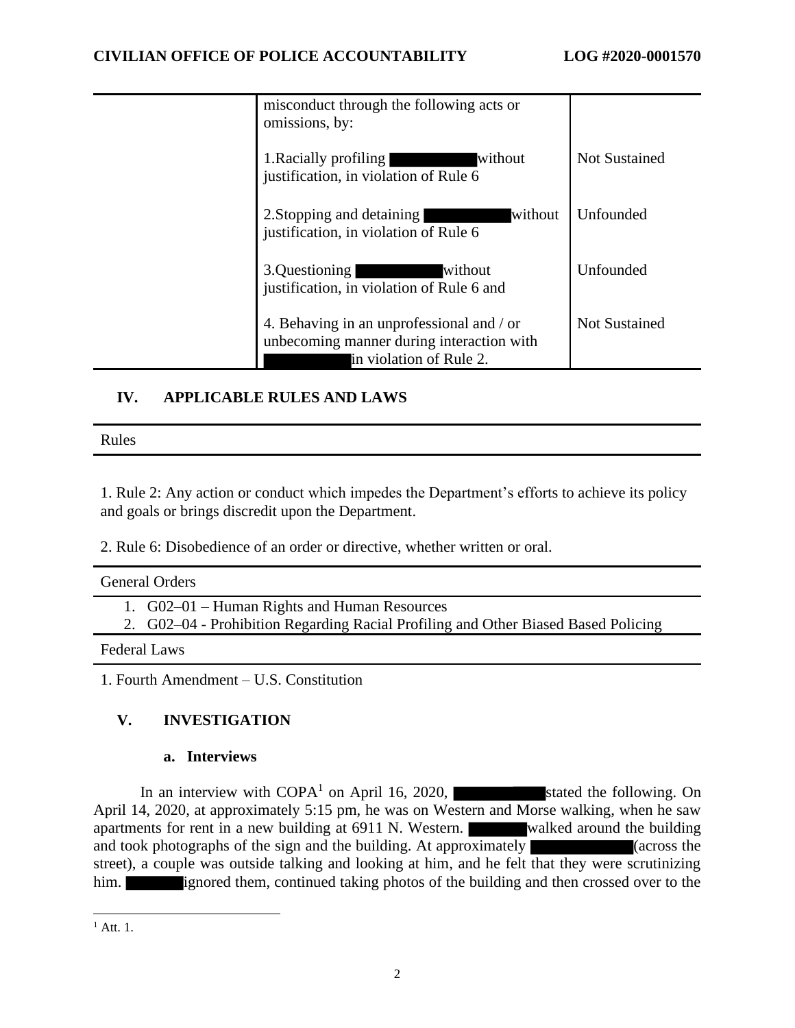| | misconduct through the following acts or omissions, by: | |
|---|---|---|
| | 1.Racially profiling ██████ without justification, in violation of Rule 6 | Not Sustained |
| | 2.Stopping and detaining ██████ without justification, in violation of Rule 6 | Unfounded |
| | 3.Questioning ██████ without justification, in violation of Rule 6 and | Unfounded |
| | 4. Behaving in an unprofessional and / or unbecoming manner during interaction with ██████ in violation of Rule 2. | Not Sustained |

## IV. APPLICABLE RULES AND LAWS

**Rules**

1. Rule 2: Any action or conduct which impedes the Department's efforts to achieve its policy and goals or brings discredit upon the Department.

2. Rule 6: Disobedience of an order or directive, whether written or oral.

**General Orders**

1. G02–01 – Human Rights and Human Resources
2. G02–04 - Prohibition Regarding Racial Profiling and Other Biased Based Policing

**Federal Laws**

1. Fourth Amendment – U.S. Constitution

## V. INVESTIGATION

### a. Interviews

In an interview with COPA[1] on April 16, 2020, ██████ stated the following. On April 14, 2020, at approximately 5:15 pm, he was on Western and Morse walking, when he saw apartments for rent in a new building at 6911 N. Western. ██████ walked around the building and took photographs of the sign and the building. At approximately ██████ (across the street), a couple was outside talking and looking at him, and he felt that they were scrutinizing him. ██████ ignored them, continued taking photos of the building and then crossed over to the

[1] Att. 1.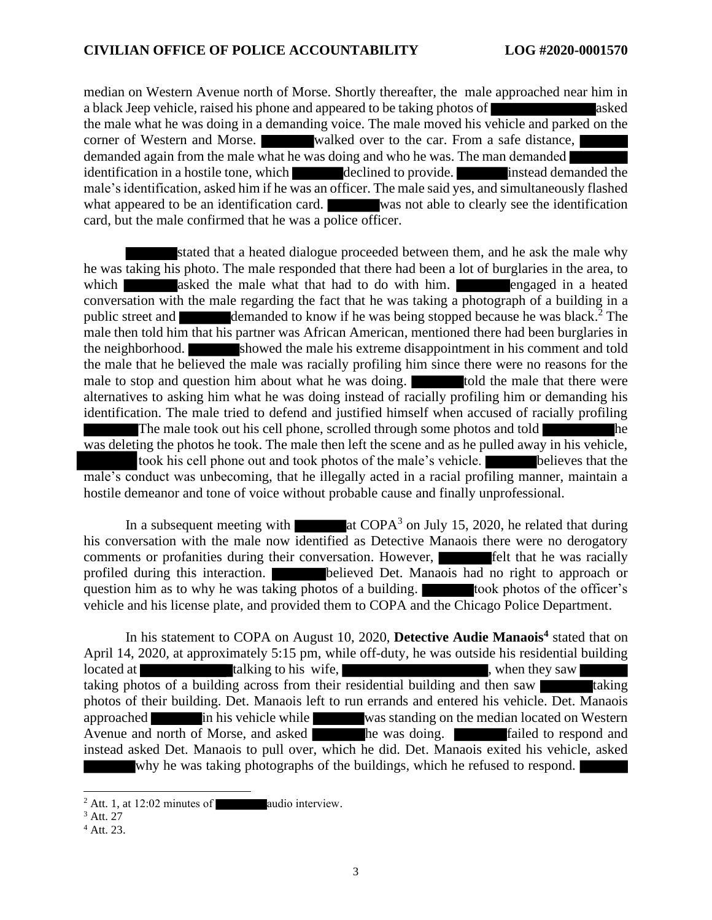median on Western Avenue north of Morse. Shortly thereafter, the male approached near him in a black Jeep vehicle, raised his phone and appeared to be taking photos of ██████ asked the male what he was doing in a demanding voice. The male moved his vehicle and parked on the corner of Western and Morse. ██████ walked over to the car. From a safe distance, ██████ demanded again from the male what he was doing and who he was. The man demanded ██████ identification in a hostile tone, which ██████ declined to provide. ██████ instead demanded the male's identification, asked him if he was an officer. The male said yes, and simultaneously flashed what appeared to be an identification card. ██████ was not able to clearly see the identification card, but the male confirmed that he was a police officer.

██████ stated that a heated dialogue proceeded between them, and he ask the male why he was taking his photo. The male responded that there had been a lot of burglaries in the area, to which ██████ asked the male what that had to do with him. ██████ engaged in a heated conversation with the male regarding the fact that he was taking a photograph of a building in a public street and ██████ demanded to know if he was being stopped because he was black.[2] The male then told him that his partner was African American, mentioned there had been burglaries in the neighborhood. ██████ showed the male his extreme disappointment in his comment and told the male that he believed the male was racially profiling him since there were no reasons for the male to stop and question him about what he was doing. ██████ told the male that there were alternatives to asking him what he was doing instead of racially profiling him or demanding his identification. The male tried to defend and justified himself when accused of racially profiling ██████ The male took out his cell phone, scrolled through some photos and told ██████ he was deleting the photos he took. The male then left the scene and as he pulled away in his vehicle, ██████ took his cell phone out and took photos of the male's vehicle. ██████ believes that the male's conduct was unbecoming, that he illegally acted in a racial profiling manner, maintain a hostile demeanor and tone of voice without probable cause and finally unprofessional.

In a subsequent meeting with ██████ at COPA[3] on July 15, 2020, he related that during his conversation with the male now identified as Detective Manaois there were no derogatory comments or profanities during their conversation. However, ██████ felt that he was racially profiled during this interaction. ██████ believed Det. Manaois had no right to approach or question him as to why he was taking photos of a building. ██████ took photos of the officer's vehicle and his license plate, and provided them to COPA and the Chicago Police Department.

In his statement to COPA on August 10, 2020, **Detective Audie Manaois**[4] stated that on April 14, 2020, at approximately 5:15 pm, while off-duty, he was outside his residential building located at ██████ talking to his wife, ██████, when they saw ██████ taking photos of a building across from their residential building and then saw ██████ taking photos of their building. Det. Manaois left to run errands and entered his vehicle. Det. Manaois approached ██████ in his vehicle while ██████ was standing on the median located on Western Avenue and north of Morse, and asked ██████ he was doing. ██████ failed to respond and instead asked Det. Manaois to pull over, which he did. Det. Manaois exited his vehicle, asked ██████ why he was taking photographs of the buildings, which he refused to respond. ██████

---

[2] Att. 1, at 12:02 minutes of ██████ audio interview.

[3] Att. 27

[4] Att. 23.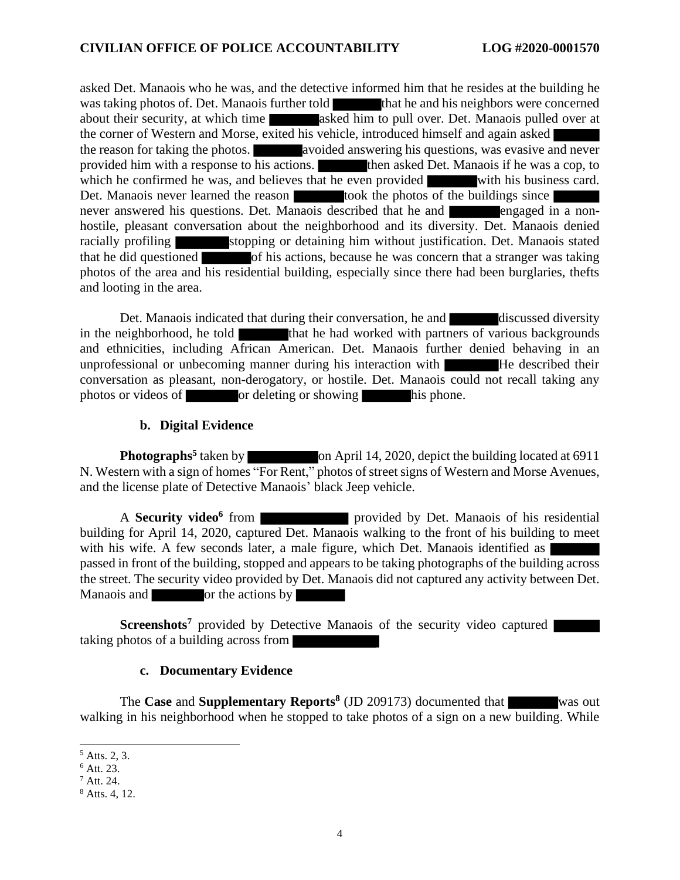asked Det. Manaois who he was, and the detective informed him that he resides at the building he was taking photos of. Det. Manaois further told ████ that he and his neighbors were concerned about their security, at which time ████ asked him to pull over. Det. Manaois pulled over at the corner of Western and Morse, exited his vehicle, introduced himself and again asked ████ the reason for taking the photos. ████ avoided answering his questions, was evasive and never provided him with a response to his actions. ████ then asked Det. Manaois if he was a cop, to which he confirmed he was, and believes that he even provided ████ with his business card. Det. Manaois never learned the reason ████ took the photos of the buildings since ████ never answered his questions. Det. Manaois described that he and ████ engaged in a non-hostile, pleasant conversation about the neighborhood and its diversity. Det. Manaois denied racially profiling ████ stopping or detaining him without justification. Det. Manaois stated that he did questioned ████ of his actions, because he was concern that a stranger was taking photos of the area and his residential building, especially since there had been burglaries, thefts and looting in the area.

Det. Manaois indicated that during their conversation, he and ████ discussed diversity in the neighborhood, he told ████ that he had worked with partners of various backgrounds and ethnicities, including African American. Det. Manaois further denied behaving in an unprofessional or unbecoming manner during his interaction with ████ He described their conversation as pleasant, non-derogatory, or hostile. Det. Manaois could not recall taking any photos or videos of ████ or deleting or showing ████ his phone.

### b. Digital Evidence

**Photographs**[5] taken by ████ on April 14, 2020, depict the building located at 6911 N. Western with a sign of homes "For Rent," photos of street signs of Western and Morse Avenues, and the license plate of Detective Manaois' black Jeep vehicle.

A **Security video**[6] from ████ provided by Det. Manaois of his residential building for April 14, 2020, captured Det. Manaois walking to the front of his building to meet with his wife. A few seconds later, a male figure, which Det. Manaois identified as ████ passed in front of the building, stopped and appears to be taking photographs of the building across the street. The security video provided by Det. Manaois did not captured any activity between Det. Manaois and ████ or the actions by ████

**Screenshots**[7] provided by Detective Manaois of the security video captured ████ taking photos of a building across from ████.

### c. Documentary Evidence

The **Case** and **Supplementary Reports**[8] (JD 209173) documented that ████ was out walking in his neighborhood when he stopped to take photos of a sign on a new building. While

---

[5] Atts. 2, 3.
[6] Att. 23.
[7] Att. 24.
[8] Atts. 4, 12.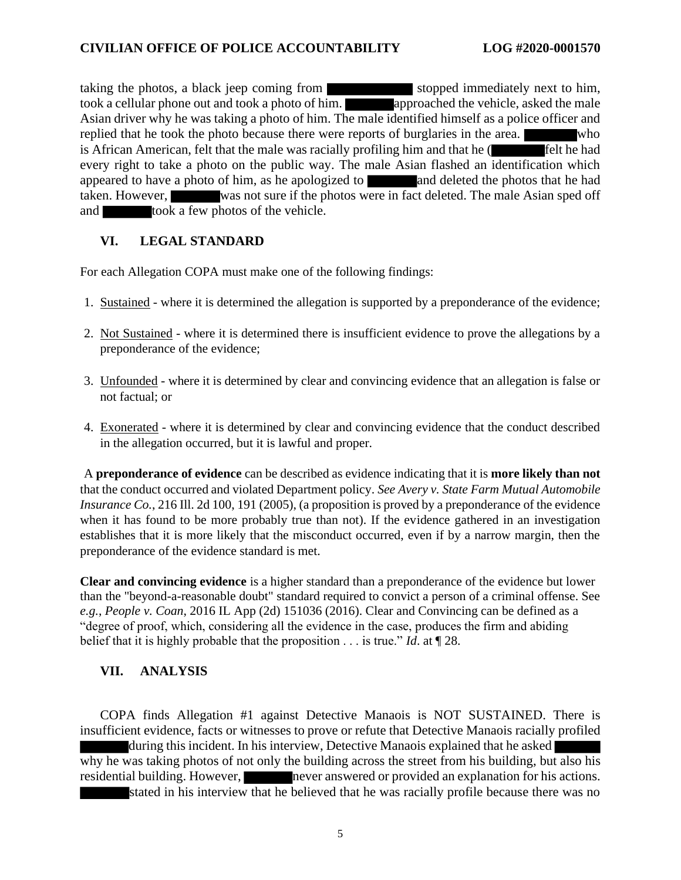taking the photos, a black jeep coming from ████████ stopped immediately next to him, took a cellular phone out and took a photo of him. ██████ approached the vehicle, asked the male Asian driver why he was taking a photo of him. The male identified himself as a police officer and replied that he took the photo because there were reports of burglaries in the area. ██████ who is African American, felt that the male was racially profiling him and that he (██████ felt he had every right to take a photo on the public way. The male Asian flashed an identification which appeared to have a photo of him, as he apologized to ██████ and deleted the photos that he had taken. However, ██████ was not sure if the photos were in fact deleted. The male Asian sped off and ██████ took a few photos of the vehicle.

## VI. LEGAL STANDARD

For each Allegation COPA must make one of the following findings:

1. Sustained - where it is determined the allegation is supported by a preponderance of the evidence;
2. Not Sustained - where it is determined there is insufficient evidence to prove the allegations by a preponderance of the evidence;
3. Unfounded - where it is determined by clear and convincing evidence that an allegation is false or not factual; or
4. Exonerated - where it is determined by clear and convincing evidence that the conduct described in the allegation occurred, but it is lawful and proper.

A **preponderance of evidence** can be described as evidence indicating that it is **more likely than not** that the conduct occurred and violated Department policy. *See Avery v. State Farm Mutual Automobile Insurance Co.*, 216 Ill. 2d 100, 191 (2005), (a proposition is proved by a preponderance of the evidence when it has found to be more probably true than not). If the evidence gathered in an investigation establishes that it is more likely that the misconduct occurred, even if by a narrow margin, then the preponderance of the evidence standard is met.

**Clear and convincing evidence** is a higher standard than a preponderance of the evidence but lower than the "beyond-a-reasonable doubt" standard required to convict a person of a criminal offense. See *e.g.*, *People v. Coan*, 2016 IL App (2d) 151036 (2016). Clear and Convincing can be defined as a "degree of proof, which, considering all the evidence in the case, produces the firm and abiding belief that it is highly probable that the proposition . . . is true." *Id*. at ¶ 28.

## VII. ANALYSIS

COPA finds Allegation #1 against Detective Manaois is NOT SUSTAINED. There is insufficient evidence, facts or witnesses to prove or refute that Detective Manaois racially profiled ██████ during this incident. In his interview, Detective Manaois explained that he asked ██████ why he was taking photos of not only the building across the street from his building, but also his residential building. However, ██████ never answered or provided an explanation for his actions. ██████ stated in his interview that he believed that he was racially profile because there was no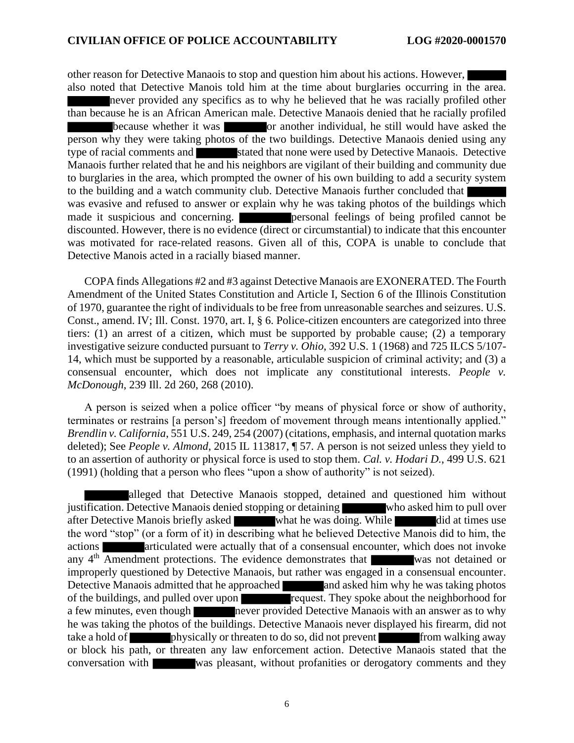other reason for Detective Manaois to stop and question him about his actions. However, ██████ also noted that Detective Manois told him at the time about burglaries occurring in the area. ██████ never provided any specifics as to why he believed that he was racially profiled other than because he is an African American male. Detective Manaois denied that he racially profiled ██████ because whether it was ██████ or another individual, he still would have asked the person why they were taking photos of the two buildings. Detective Manaois denied using any type of racial comments and ██████ stated that none were used by Detective Manaois. Detective Manaois further related that he and his neighbors are vigilant of their building and community due to burglaries in the area, which prompted the owner of his own building to add a security system to the building and a watch community club. Detective Manaois further concluded that ██████ was evasive and refused to answer or explain why he was taking photos of the buildings which made it suspicious and concerning. ██████ personal feelings of being profiled cannot be discounted. However, there is no evidence (direct or circumstantial) to indicate that this encounter was motivated for race-related reasons. Given all of this, COPA is unable to conclude that Detective Manois acted in a racially biased manner.

COPA finds Allegations #2 and #3 against Detective Manaois are EXONERATED. The Fourth Amendment of the United States Constitution and Article I, Section 6 of the Illinois Constitution of 1970, guarantee the right of individuals to be free from unreasonable searches and seizures. U.S. Const., amend. IV; Ill. Const. 1970, art. I, § 6. Police-citizen encounters are categorized into three tiers: (1) an arrest of a citizen, which must be supported by probable cause; (2) a temporary investigative seizure conducted pursuant to *Terry v. Ohio*, 392 U.S. 1 (1968) and 725 ILCS 5/107-14, which must be supported by a reasonable, articulable suspicion of criminal activity; and (3) a consensual encounter, which does not implicate any constitutional interests. *People v. McDonough*, 239 Ill. 2d 260, 268 (2010).

A person is seized when a police officer "by means of physical force or show of authority, terminates or restrains [a person's] freedom of movement through means intentionally applied." *Brendlin v. California*, 551 U.S. 249, 254 (2007) (citations, emphasis, and internal quotation marks deleted); See *People v. Almond*, 2015 IL 113817, ¶ 57. A person is not seized unless they yield to to an assertion of authority or physical force is used to stop them. *Cal. v. Hodari D.*, 499 U.S. 621 (1991) (holding that a person who flees "upon a show of authority" is not seized).

██████ alleged that Detective Manaois stopped, detained and questioned him without justification. Detective Manaois denied stopping or detaining ██████ who asked him to pull over after Detective Manois briefly asked ██████ what he was doing. While ██████ did at times use the word "stop" (or a form of it) in describing what he believed Detective Manois did to him, the actions ██████ articulated were actually that of a consensual encounter, which does not invoke any 4th Amendment protections. The evidence demonstrates that ██████ was not detained or improperly questioned by Detective Manaois, but rather was engaged in a consensual encounter. Detective Manaois admitted that he approached ██████ and asked him why he was taking photos of the buildings, and pulled over upon ██████ request. They spoke about the neighborhood for a few minutes, even though ██████ never provided Detective Manaois with an answer as to why he was taking the photos of the buildings. Detective Manaois never displayed his firearm, did not take a hold of ██████ physically or threaten to do so, did not prevent ██████ from walking away or block his path, or threaten any law enforcement action. Detective Manaois stated that the conversation with ██████ was pleasant, without profanities or derogatory comments and they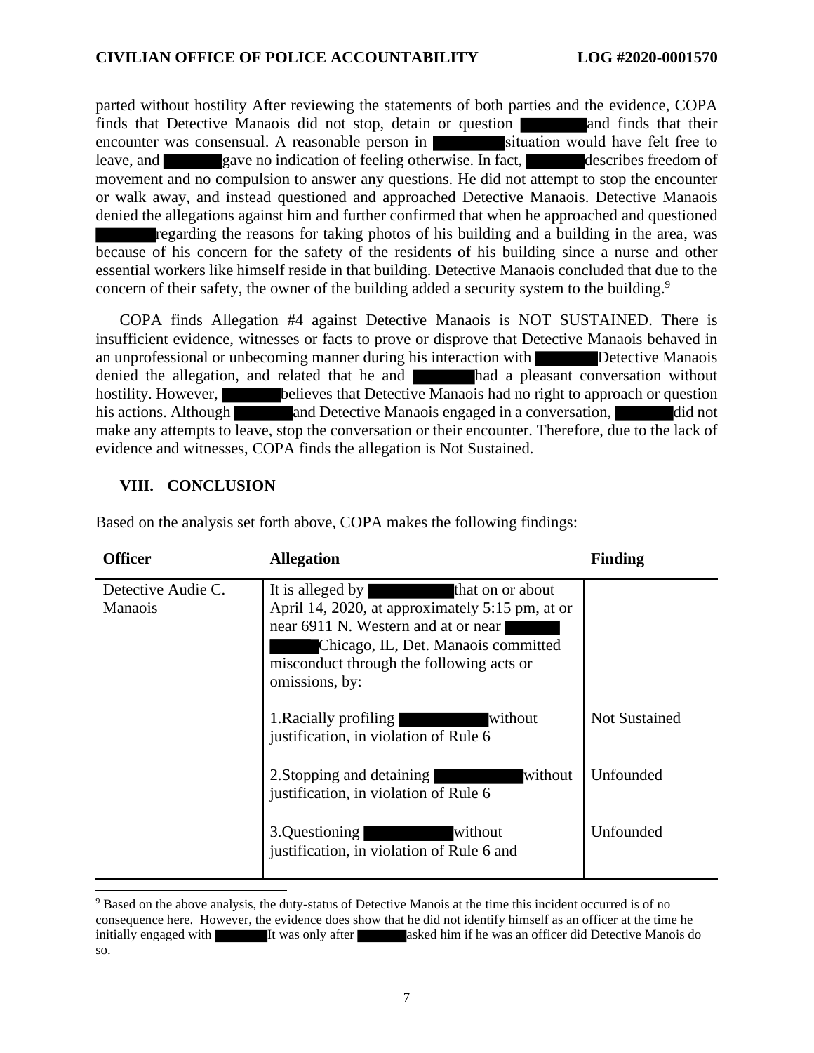parted without hostility After reviewing the statements of both parties and the evidence, COPA finds that Detective Manaois did not stop, detain or question ██████ and finds that their encounter was consensual. A reasonable person in ██████ situation would have felt free to leave, and ██████ gave no indication of feeling otherwise. In fact, ██████ describes freedom of movement and no compulsion to answer any questions. He did not attempt to stop the encounter or walk away, and instead questioned and approached Detective Manaois. Detective Manaois denied the allegations against him and further confirmed that when he approached and questioned ██████ regarding the reasons for taking photos of his building and a building in the area, was because of his concern for the safety of the residents of his building since a nurse and other essential workers like himself reside in that building. Detective Manaois concluded that due to the concern of their safety, the owner of the building added a security system to the building.[9]

COPA finds Allegation #4 against Detective Manaois is NOT SUSTAINED. There is insufficient evidence, witnesses or facts to prove or disprove that Detective Manaois behaved in an unprofessional or unbecoming manner during his interaction with ██████ Detective Manaois denied the allegation, and related that he and ██████ had a pleasant conversation without hostility. However, ██████ believes that Detective Manaois had no right to approach or question his actions. Although ██████ and Detective Manaois engaged in a conversation, ██████ did not make any attempts to leave, stop the conversation or their encounter. Therefore, due to the lack of evidence and witnesses, COPA finds the allegation is Not Sustained.

## VIII. CONCLUSION

Based on the analysis set forth above, COPA makes the following findings:

| Officer | Allegation | Finding |
|---|---|---|
| Detective Audie C. Manaois | It is alleged by ██████ that on or about April 14, 2020, at approximately 5:15 pm, at or near 6911 N. Western and at or near ██████ Chicago, IL, Det. Manaois committed misconduct through the following acts or omissions, by: | |
| | 1.Racially profiling ██████ without justification, in violation of Rule 6 | Not Sustained |
| | 2.Stopping and detaining ██████ without justification, in violation of Rule 6 | Unfounded |
| | 3.Questioning ██████ without justification, in violation of Rule 6 and | Unfounded |

[9] Based on the above analysis, the duty-status of Detective Manois at the time this incident occurred is of no consequence here. However, the evidence does show that he did not identify himself as an officer at the time he initially engaged with ██████ It was only after ██████ asked him if he was an officer did Detective Manois do so.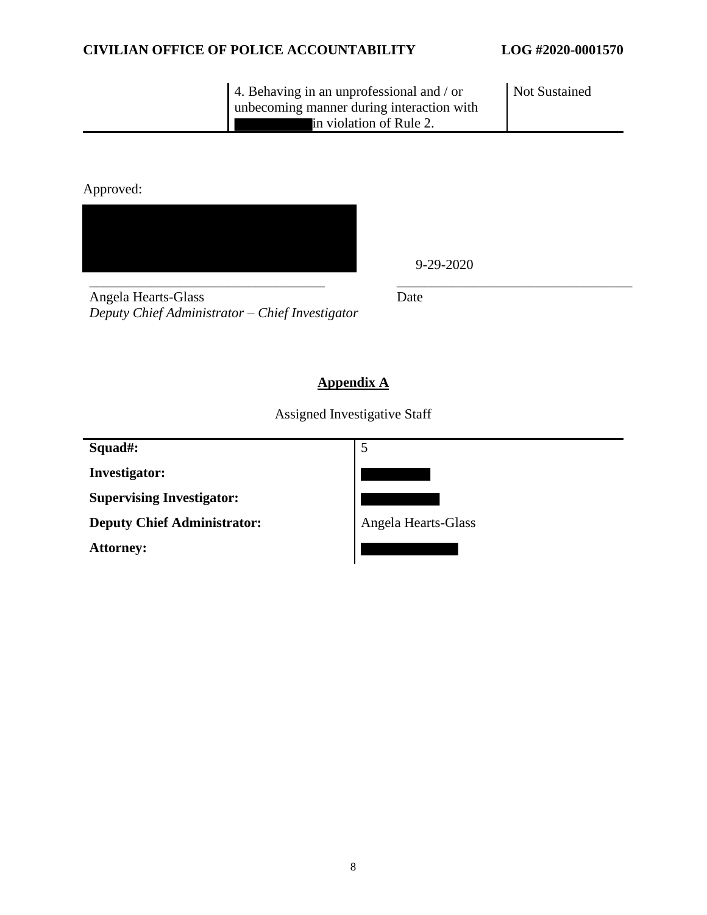| | | |
|---|---|---|
| | 4. Behaving in an unprofessional and / or unbecoming manner during interaction with [REDACTED] in violation of Rule 2. | Not Sustained |

Approved:

[REDACTED]

9-29-2020

Angela Hearts-Glass
*Deputy Chief Administrator – Chief Investigator*

Date

## Appendix A

Assigned Investigative Staff

| | |
|---|---|
| **Squad#:** | 5 |
| **Investigator:** | [REDACTED] |
| **Supervising Investigator:** | [REDACTED] |
| **Deputy Chief Administrator:** | Angela Hearts-Glass |
| **Attorney:** | [REDACTED] |